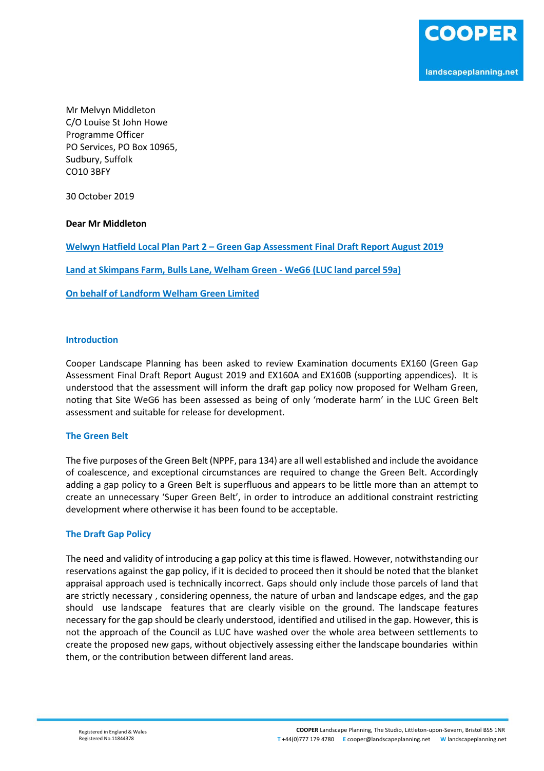Mr Melvyn Middleton
C/O Louise St John Howe
Programme Officer
PO Services, PO Box 10965,
Sudbury, Suffolk
CO10 3BFY

30 October 2019

**Dear Mr Middleton**

**Welwyn Hatfield Local Plan Part 2 – Green Gap Assessment Final Draft Report August 2019**

**Land at Skimpans Farm, Bulls Lane, Welham Green - WeG6 (LUC land parcel 59a)**

**On behalf of Landform Welham Green Limited**

## Introduction

Cooper Landscape Planning has been asked to review Examination documents EX160 (Green Gap Assessment Final Draft Report August 2019 and EX160A and EX160B (supporting appendices). It is understood that the assessment will inform the draft gap policy now proposed for Welham Green, noting that Site WeG6 has been assessed as being of only 'moderate harm' in the LUC Green Belt assessment and suitable for release for development.

## The Green Belt

The five purposes of the Green Belt (NPPF, para 134) are all well established and include the avoidance of coalescence, and exceptional circumstances are required to change the Green Belt. Accordingly adding a gap policy to a Green Belt is superfluous and appears to be little more than an attempt to create an unnecessary 'Super Green Belt', in order to introduce an additional constraint restricting development where otherwise it has been found to be acceptable.

## The Draft Gap Policy

The need and validity of introducing a gap policy at this time is flawed. However, notwithstanding our reservations against the gap policy, if it is decided to proceed then it should be noted that the blanket appraisal approach used is technically incorrect. Gaps should only include those parcels of land that are strictly necessary , considering openness, the nature of urban and landscape edges, and the gap should use landscape features that are clearly visible on the ground. The landscape features necessary for the gap should be clearly understood, identified and utilised in the gap. However, this is not the approach of the Council as LUC have washed over the whole area between settlements to create the proposed new gaps, without objectively assessing either the landscape boundaries within them, or the contribution between different land areas.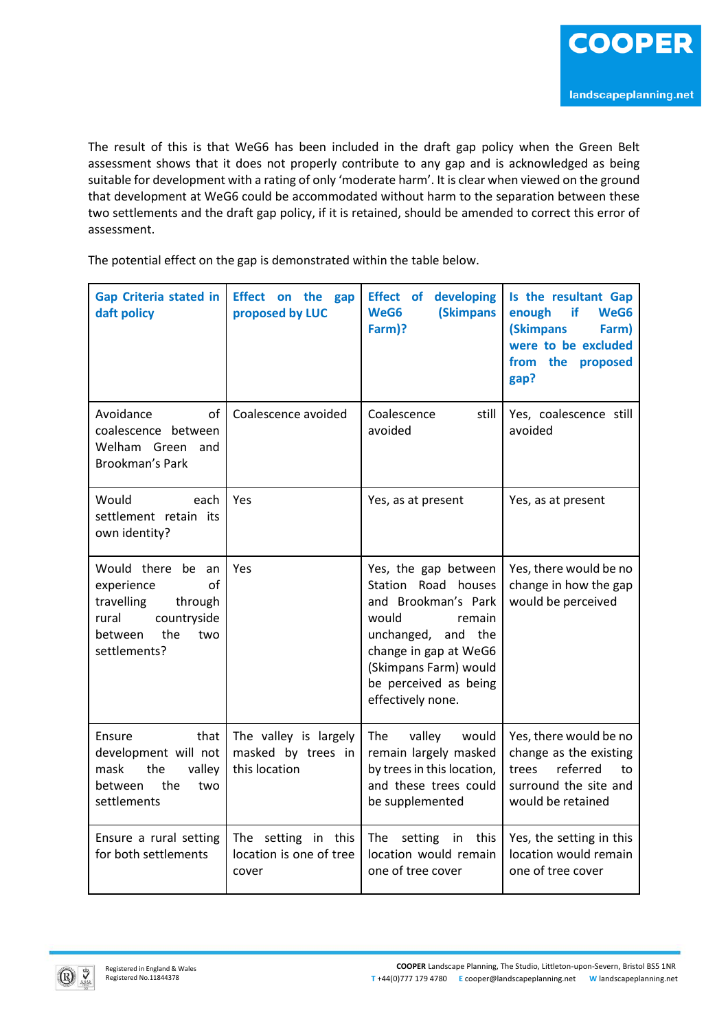The result of this is that WeG6 has been included in the draft gap policy when the Green Belt assessment shows that it does not properly contribute to any gap and is acknowledged as being suitable for development with a rating of only 'moderate harm'. It is clear when viewed on the ground that development at WeG6 could be accommodated without harm to the separation between these two settlements and the draft gap policy, if it is retained, should be amended to correct this error of assessment.

The potential effect on the gap is demonstrated within the table below.

| Gap Criteria stated in daft policy | Effect on the gap proposed by LUC | Effect of developing WeG6 (Skimpans Farm)? | Is the resultant Gap enough if WeG6 (Skimpans Farm) were to be excluded from the proposed gap? |
|---|---|---|---|
| Avoidance of coalescence between Welham Green and Brookman's Park | Coalescence avoided | Coalescence still avoided | Yes, coalescence still avoided |
| Would each settlement retain its own identity? | Yes | Yes, as at present | Yes, as at present |
| Would there be an experience of travelling through rural countryside between the two settlements? | Yes | Yes, the gap between Station Road houses and Brookman's Park would remain unchanged, and the change in gap at WeG6 (Skimpans Farm) would be perceived as being effectively none. | Yes, there would be no change in how the gap would be perceived |
| Ensure that development will not mask the valley between the two settlements | The valley is largely masked by trees in this location | The valley would remain largely masked by trees in this location, and these trees could be supplemented | Yes, there would be no change as the existing trees referred to surround the site and would be retained |
| Ensure a rural setting for both settlements | The setting in this location is one of tree cover | The setting in this location would remain one of tree cover | Yes, the setting in this location would remain one of tree cover |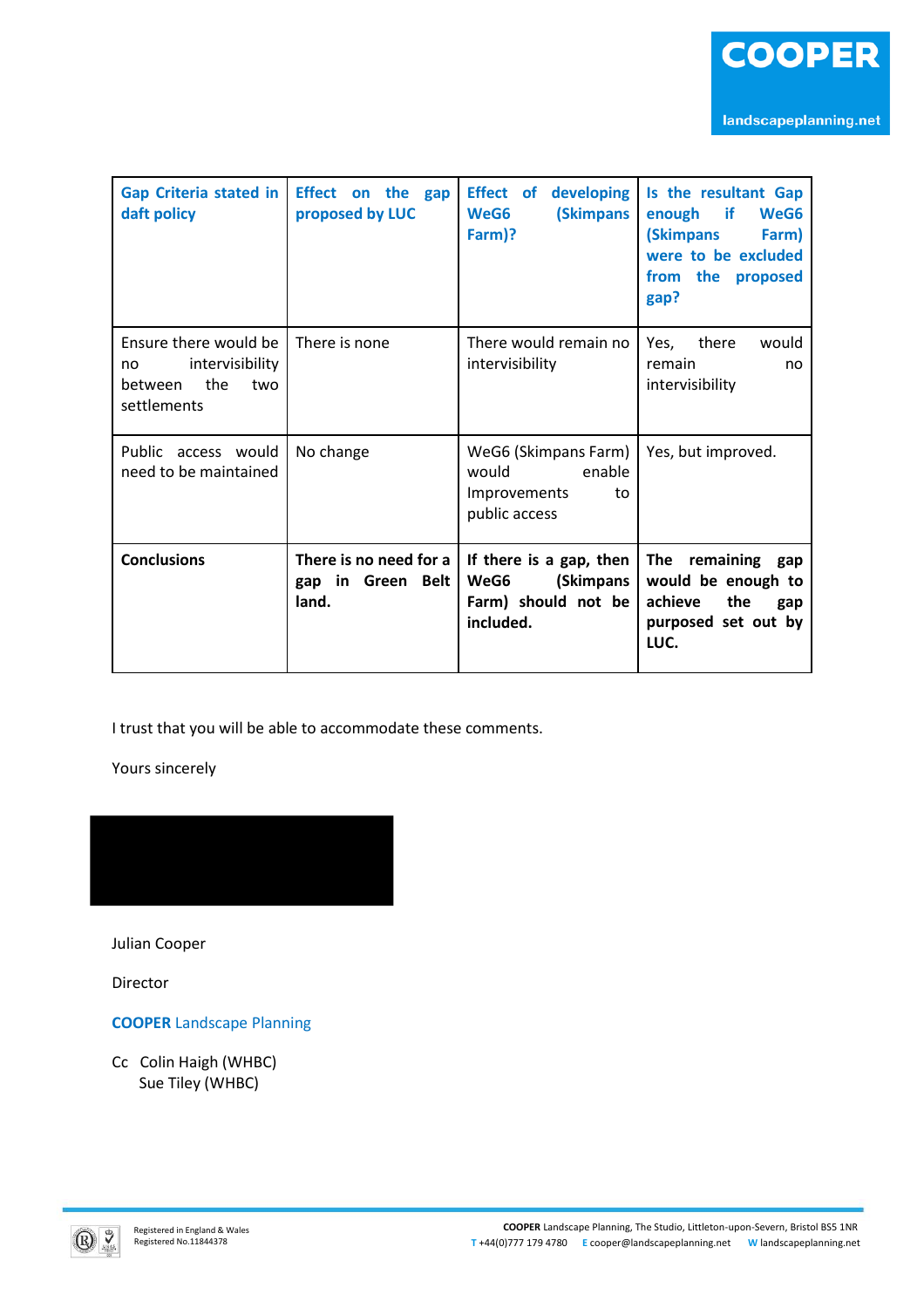| Gap Criteria stated in daft policy | Effect on the gap proposed by LUC | Effect of developing WeG6 (Skimpans Farm)? | Is the resultant Gap enough if WeG6 (Skimpans Farm) were to be excluded from the proposed gap? |
|---|---|---|---|
| Ensure there would be no intervisibility between the two settlements | There is none | There would remain no intervisibility | Yes, there would remain no intervisibility |
| Public access would need to be maintained | No change | WeG6 (Skimpans Farm) would enable Improvements to public access | Yes, but improved. |
| **Conclusions** | **There is no need for a gap in Green Belt land.** | **If there is a gap, then WeG6 (Skimpans Farm) should not be included.** | **The remaining gap would be enough to achieve the gap purposed set out by LUC.** |

I trust that you will be able to accommodate these comments.

Yours sincerely

Julian Cooper

Director

COOPER Landscape Planning

Cc Colin Haigh (WHBC)
Sue Tiley (WHBC)